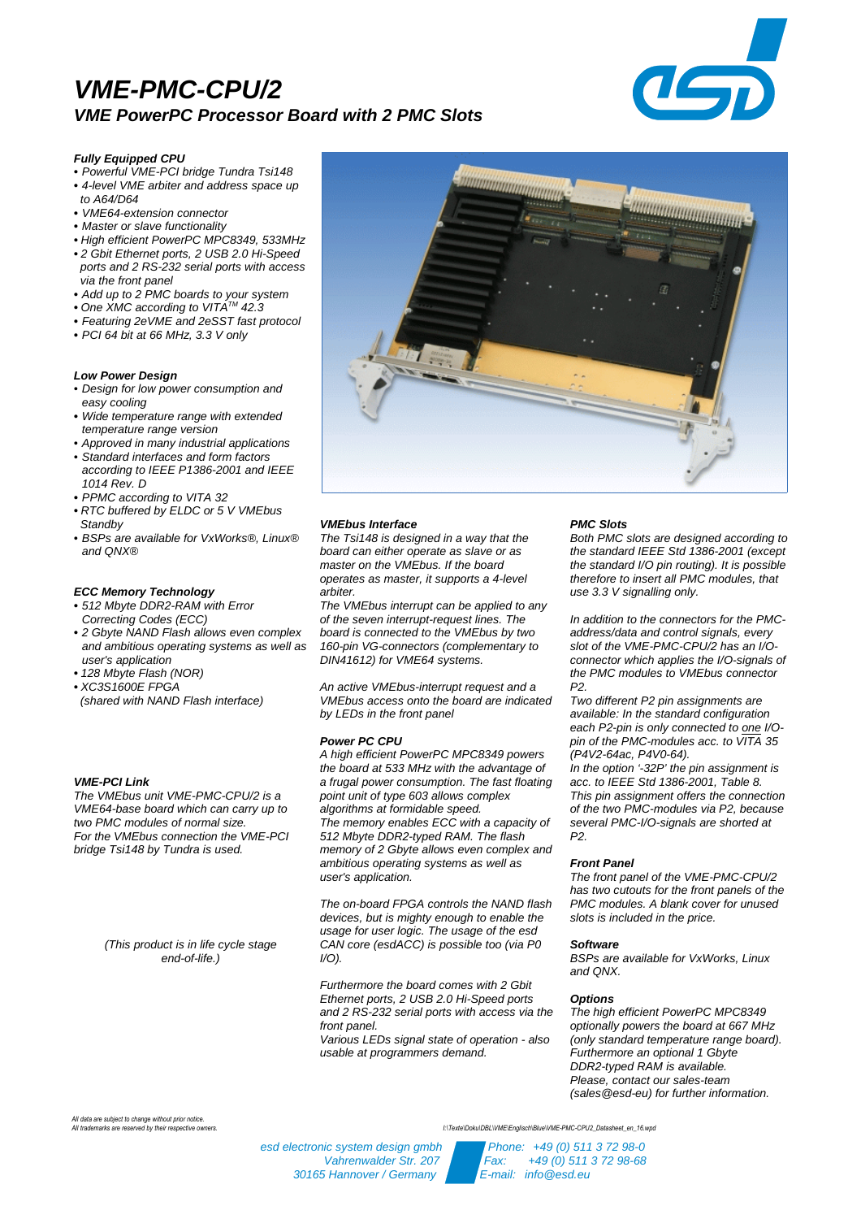# VME-PMC-CPU/2

## VME PowerPC Processor Board with 2 PMC Slots

### Fully Equipped CPU

- Powerful VME-PCI bridge Tundra Tsi148
- 4-level VME arbiter and address space up to A64/D64
- VME64-extension connector
- Master or slave functionality
- High efficient PowerPC MPC8349, 533MHz
- 2 Gbit Ethernet ports, 2 USB 2.0 Hi-Speed ports and 2 RS-232 serial ports with access via the front panel
- Add up to 2 PMC boards to your system
- One XMC according to VITA™ 42.3
- Featuring 2eVME and 2eSST fast protocol
- PCI 64 bit at 66 MHz, 3.3 V only

### Low Power Design

- Design for low power consumption and easy cooling
- Wide temperature range with extended temperature range version
- Approved in many industrial applications
- Standard interfaces and form factors according to IEEE P1386-2001 and IEEE 1014 Rev. D
- PPMC according to VITA 32
- RTC buffered by ELDC or 5 V VMEbus Standby
- BSPs are available for VxWorks®, Linux® and QNX®

### ECC Memory Technology

- 512 Mbyte DDR2-RAM with Error Correcting Codes (ECC)
- 2 Gbyte NAND Flash allows even complex and ambitious operating systems as well as user's application
- 128 Mbyte Flash (NOR)
- XC3S1600E FPGA (shared with NAND Flash interface)

### VME-PCI Link

The VMEbus unit VME-PMC-CPU/2 is a VME64-base board which can carry up to two PMC modules of normal size.
For the VMEbus connection the VME-PCI bridge Tsi148 by Tundra is used.

(This product is in life cycle stage end-of-life.)

### VMEbus Interface

The Tsi148 is designed in a way that the board can either operate as slave or as master on the VMEbus. If the board operates as master, it supports a 4-level arbiter.
The VMEbus interrupt can be applied to any of the seven interrupt-request lines. The board is connected to the VMEbus by two 160-pin VG-connectors (complementary to DIN41612) for VME64 systems.

An active VMEbus-interrupt request and a VMEbus access onto the board are indicated by LEDs in the front panel

### Power PC CPU

A high efficient PowerPC MPC8349 powers the board at 533 MHz with the advantage of a frugal power consumption. The fast floating point unit of type 603 allows complex algorithms at formidable speed.
The memory enables ECC with a capacity of 512 Mbyte DDR2-typed RAM. The flash memory of 2 Gbyte allows even complex and ambitious operating systems as well as user's application.

The on-board FPGA controls the NAND flash devices, but is mighty enough to enable the usage for user logic. The usage of the esd CAN core (esdACC) is possible too (via P0 I/O).

Furthermore the board comes with 2 Gbit Ethernet ports, 2 USB 2.0 Hi-Speed ports and 2 RS-232 serial ports with access via the front panel.
Various LEDs signal state of operation - also usable at programmers demand.

### PMC Slots

Both PMC slots are designed according to the standard IEEE Std 1386-2001 (except the standard I/O pin routing). It is possible therefore to insert all PMC modules, that use 3.3 V signalling only.

In addition to the connectors for the PMC-address/data and control signals, every slot of the VME-PMC-CPU/2 has an I/O-connector which applies the I/O-signals of the PMC modules to VMEbus connector P2.
Two different P2 pin assignments are available: In the standard configuration each P2-pin is only connected to one I/O-pin of the PMC-modules acc. to VITA 35 (P4V2-64ac, P4V0-64).
In the option '-32P' the pin assignment is acc. to IEEE Std 1386-2001, Table 8. This pin assignment offers the connection of the two PMC-modules via P2, because several PMC-I/O-signals are shorted at P2.

### Front Panel

The front panel of the VME-PMC-CPU/2 has two cutouts for the front panels of the PMC modules. A blank cover for unused slots is included in the price.

### Software

BSPs are available for VxWorks, Linux and QNX.

### Options

The high efficient PowerPC MPC8349 optionally powers the board at 667 MHz (only standard temperature range board). Furthermore an optional 1 Gbyte DDR2-typed RAM is available.
Please, contact our sales-team (sales@esd-eu) for further information.

All data are subject to change without prior notice.
All trademarks are reserved by their respective owners.

esd electronic system design gmbh
Vahrenwalder Str. 207
30165 Hannover / Germany

Phone: +49 (0) 511 3 72 98-0
Fax: +49 (0) 511 3 72 98-68
E-mail: info@esd.eu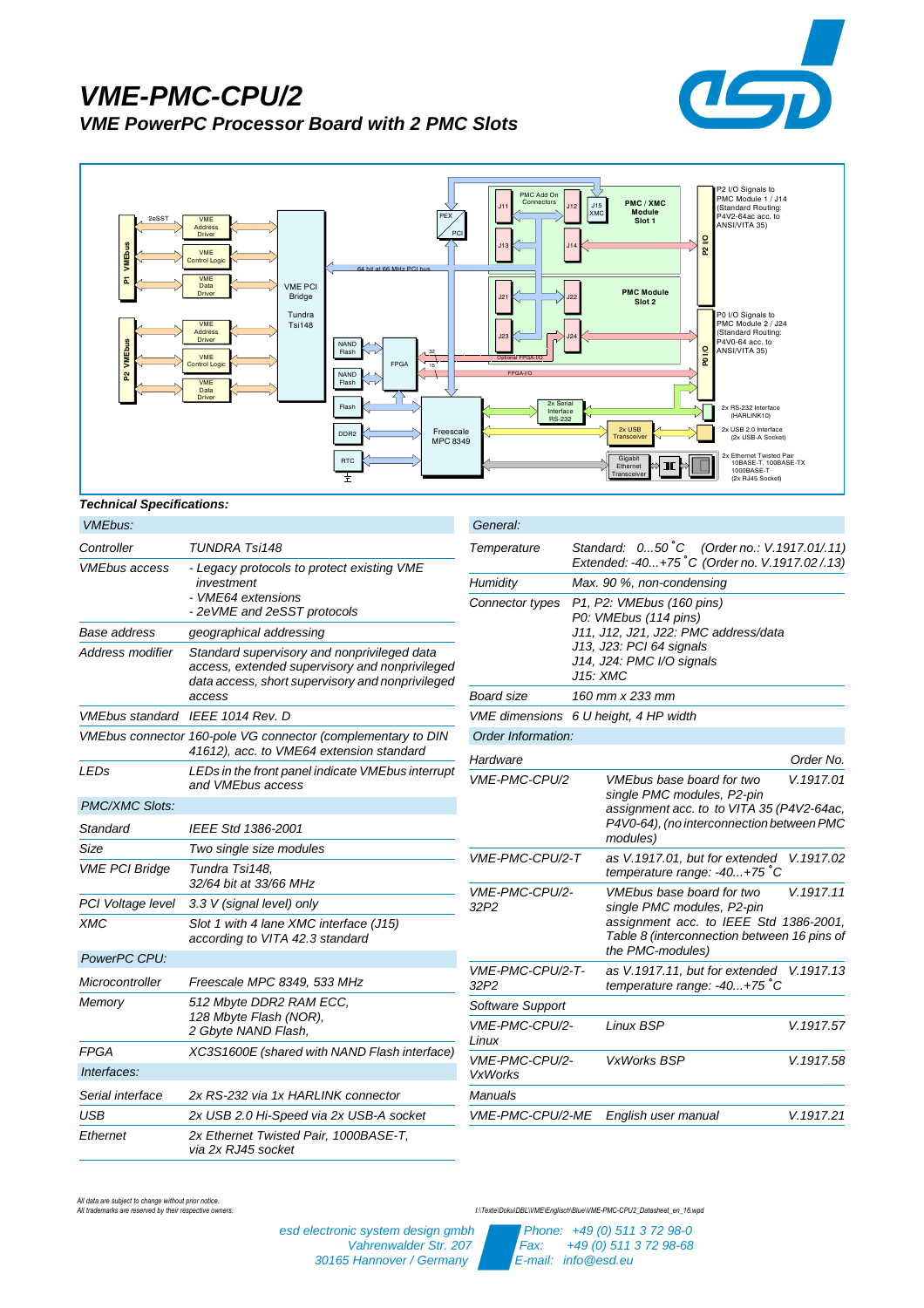# VME-PMC-CPU/2

## VME PowerPC Processor Board with 2 PMC Slots

P1 VMEbus
P2 VMEbus
2eSST
VME Address Driver
VME Control Logic
VME Data Driver
VME Address Driver
VME Control Logic
VME Data Driver
VME PCI Bridge
Tundra Tsi148
64 bit at 66 MHz PCI bus
PEX
PCI
NAND Flash
NAND Flash
FPGA
32
16
Flash
DDR2
RTC
Freescale MPC 8349
PMC Add On Connectors
J11
J12
J13
J14
J15 XMC
PMC / XMC Module Slot 1
J21
J22
J23
J24
PMC Module Slot 2
Optional FPGA-I/O
FPGA-I/O
P2 I/O
P0 I/O
P2 I/O Signals to PMC Module 1 / J14 (Standard Routing: P4V2-64ac acc. to ANSI/VITA 35)
P0 I/O Signals to PMC Module 2 / J24 (Standard Routing: P4V0-64 acc. to ANSI/VITA 35)
2x Serial Interface RS-232
2x RS-232 Interface (HARLINK10)
2x USB Transceiver
2x USB 2.0 Interface (2x USB-A Socket)
Gigabit Ethernet Transceiver
2x Ethernet Twisted Pair 10BASE-T, 100BASE-TX 1000BASE-T (2x RJ45 Socket)

### Technical Specifications:

| | |
|---|---|
| *VMEbus:* | |
| Controller | TUNDRA Tsi148 |
| VMEbus access | - Legacy protocols to protect existing VME investment<br>- VME64 extensions<br>- 2eVME and 2eSST protocols |
| Base address | geographical addressing |
| Address modifier | Standard supervisory and nonprivileged data access, extended supervisory and nonprivileged data access, short supervisory and nonprivileged access |
| VMEbus standard | IEEE 1014 Rev. D |
| VMEbus connector | 160-pole VG connector (complementary to DIN 41612), acc. to VME64 extension standard |
| LEDs | LEDs in the front panel indicate VMEbus interrupt and VMEbus access |
| *PMC/XMC Slots:* | |
| Standard | IEEE Std 1386-2001 |
| Size | Two single size modules |
| VME PCI Bridge | Tundra Tsi148,<br>32/64 bit at 33/66 MHz |
| PCI Voltage level | 3.3 V (signal level) only |
| XMC | Slot 1 with 4 lane XMC interface (J15) according to VITA 42.3 standard |
| *PowerPC CPU:* | |
| Microcontroller | Freescale MPC 8349, 533 MHz |
| Memory | 512 Mbyte DDR2 RAM ECC,<br>128 Mbyte Flash (NOR),<br>2 Gbyte NAND Flash, |
| FPGA | XC3S1600E (shared with NAND Flash interface) |
| *Interfaces:* | |
| Serial interface | 2x RS-232 via 1x HARLINK connector |
| USB | 2x USB 2.0 Hi-Speed via 2x USB-A socket |
| Ethernet | 2x Ethernet Twisted Pair, 1000BASE-T,<br>via 2x RJ45 socket |

| | |
|---|---|
| *General:* | |
| Temperature | Standard: 0...50 °C (Order no.: V.1917.01/.11)<br>Extended: -40...+75 °C (Order no. V.1917.02 /.13) |
| Humidity | Max. 90 %, non-condensing |
| Connector types | P1, P2: VMEbus (160 pins)<br>P0: VMEbus (114 pins)<br>J11, J12, J21, J22: PMC address/data<br>J13, J23: PCI 64 signals<br>J14, J24: PMC I/O signals<br>J15: XMC |
| Board size | 160 mm x 233 mm |
| VME dimensions | 6 U height, 4 HP width |

*Order Information:*

| Hardware | | Order No. |
|---|---|---|
| VME-PMC-CPU/2 | VMEbus base board for two single PMC modules, P2-pin assignment acc. to VITA 35 (P4V2-64ac, P4V0-64), (no interconnection between PMC modules) | V.1917.01 |
| VME-PMC-CPU/2-T | as V.1917.01, but for extended temperature range: -40...+75 °C | V.1917.02 |
| VME-PMC-CPU/2-32P2 | VMEbus base board for two single PMC modules, P2-pin assignment acc. to IEEE Std 1386-2001, Table 8 (interconnection between 16 pins of the PMC-modules) | V.1917.11 |
| VME-PMC-CPU/2-T-32P2 | as V.1917.11, but for extended temperature range: -40...+75 °C | V.1917.13 |
| Software Support | | |
| VME-PMC-CPU/2-Linux | Linux BSP | V.1917.57 |
| VME-PMC-CPU/2-VxWorks | VxWorks BSP | V.1917.58 |
| Manuals | | |
| VME-PMC-CPU/2-ME | English user manual | V.1917.21 |

All data are subject to change without prior notice.
All trademarks are reserved by their respective owners.

esd electronic system design gmbh
Vahrenwalder Str. 207
30165 Hannover / Germany

Phone: +49 (0) 511 3 72 98-0
Fax: +49 (0) 511 3 72 98-68
E-mail: info@esd.eu